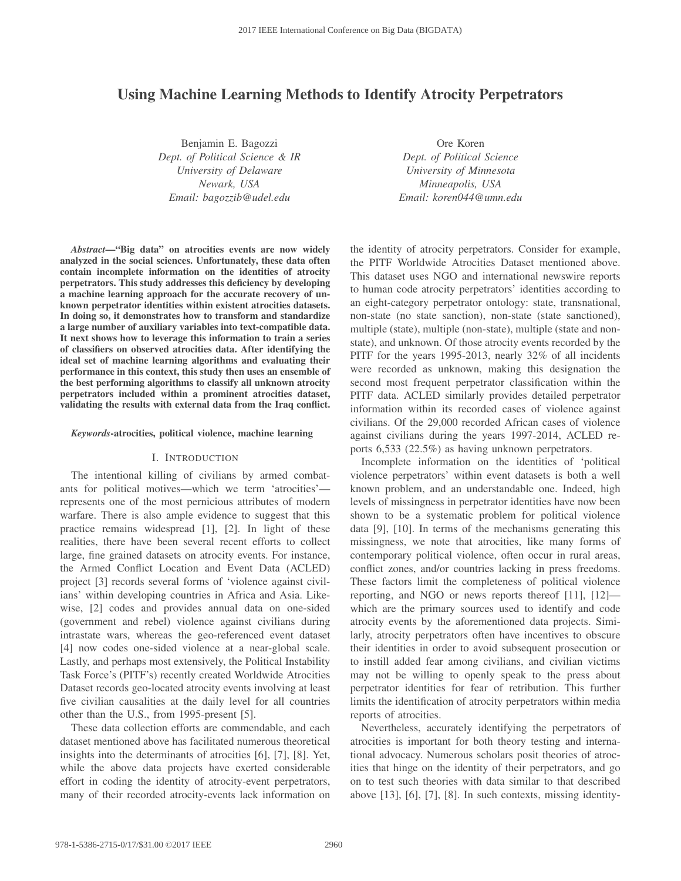# Using Machine Learning Methods to Identify Atrocity Perpetrators

Benjamin E. Bagozzi
*Dept. of Political Science & IR*
*University of Delaware*
*Newark, USA*
*Email: bagozzib@udel.edu*

Ore Koren
*Dept. of Political Science*
*University of Minnesota*
*Minneapolis, USA*
*Email: koren044@umn.edu*

***Abstract*—"Big data" on atrocities events are now widely analyzed in the social sciences. Unfortunately, these data often contain incomplete information on the identities of atrocity perpetrators. This study addresses this deficiency by developing a machine learning approach for the accurate recovery of unknown perpetrator identities within existent atrocities datasets. In doing so, it demonstrates how to transform and standardize a large number of auxiliary variables into text-compatible data. It next shows how to leverage this information to train a series of classifiers on observed atrocities data. After identifying the ideal set of machine learning algorithms and evaluating their performance in this context, this study then uses an ensemble of the best performing algorithms to classify all unknown atrocity perpetrators included within a prominent atrocities dataset, validating the results with external data from the Iraq conflict.**

***Keywords*-atrocities, political violence, machine learning**

## I. Introduction

The intentional killing of civilians by armed combatants for political motives—which we term 'atrocities'—represents one of the most pernicious attributes of modern warfare. There is also ample evidence to suggest that this practice remains widespread [1], [2]. In light of these realities, there have been several recent efforts to collect large, fine grained datasets on atrocity events. For instance, the Armed Conflict Location and Event Data (ACLED) project [3] records several forms of 'violence against civilians' within developing countries in Africa and Asia. Likewise, [2] codes and provides annual data on one-sided (government and rebel) violence against civilians during intrastate wars, whereas the geo-referenced event dataset [4] now codes one-sided violence at a near-global scale. Lastly, and perhaps most extensively, the Political Instability Task Force's (PITF's) recently created Worldwide Atrocities Dataset records geo-located atrocity events involving at least five civilian causalities at the daily level for all countries other than the U.S., from 1995-present [5].

These data collection efforts are commendable, and each dataset mentioned above has facilitated numerous theoretical insights into the determinants of atrocities [6], [7], [8]. Yet, while the above data projects have exerted considerable effort in coding the identity of atrocity-event perpetrators, many of their recorded atrocity-events lack information on the identity of atrocity perpetrators. Consider for example, the PITF Worldwide Atrocities Dataset mentioned above. This dataset uses NGO and international newswire reports to human code atrocity perpetrators' identities according to an eight-category perpetrator ontology: state, transnational, non-state (no state sanction), non-state (state sanctioned), multiple (state), multiple (non-state), multiple (state and non-state), and unknown. Of those atrocity events recorded by the PITF for the years 1995-2013, nearly 32% of all incidents were recorded as unknown, making this designation the second most frequent perpetrator classification within the PITF data. ACLED similarly provides detailed perpetrator information within its recorded cases of violence against civilians. Of the 29,000 recorded African cases of violence against civilians during the years 1997-2014, ACLED reports 6,533 (22.5%) as having unknown perpetrators.

Incomplete information on the identities of 'political violence perpetrators' within event datasets is both a well known problem, and an understandable one. Indeed, high levels of missingness in perpetrator identities have now been shown to be a systematic problem for political violence data [9], [10]. In terms of the mechanisms generating this missingness, we note that atrocities, like many forms of contemporary political violence, often occur in rural areas, conflict zones, and/or countries lacking in press freedoms. These factors limit the completeness of political violence reporting, and NGO or news reports thereof [11], [12]—which are the primary sources used to identify and code atrocity events by the aforementioned data projects. Similarly, atrocity perpetrators often have incentives to obscure their identities in order to avoid subsequent prosecution or to instill added fear among civilians, and civilian victims may not be willing to openly speak to the press about perpetrator identities for fear of retribution. This further limits the identification of atrocity perpetrators within media reports of atrocities.

Nevertheless, accurately identifying the perpetrators of atrocities is important for both theory testing and international advocacy. Numerous scholars posit theories of atrocities that hinge on the identity of their perpetrators, and go on to test such theories with data similar to that described above [13], [6], [7], [8]. In such contexts, missing identity-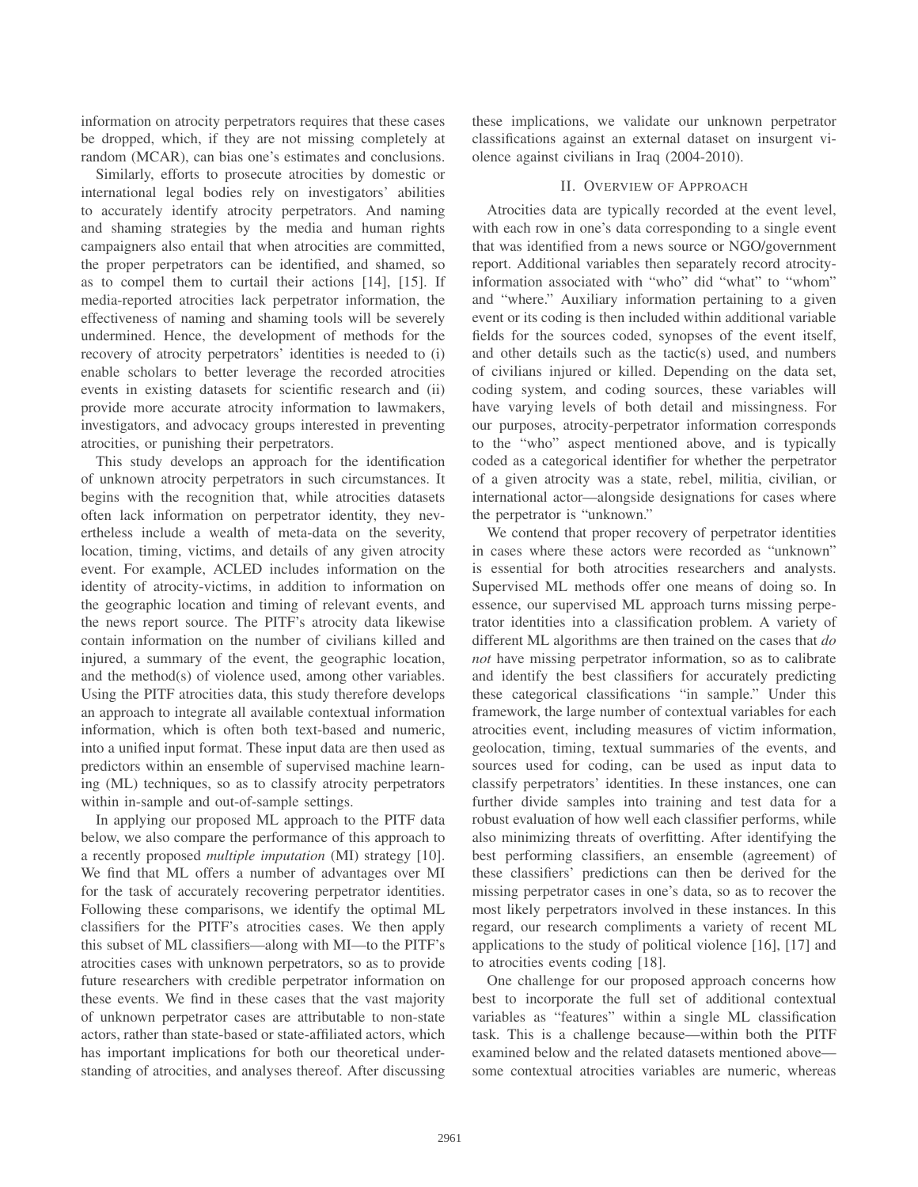information on atrocity perpetrators requires that these cases be dropped, which, if they are not missing completely at random (MCAR), can bias one's estimates and conclusions.

Similarly, efforts to prosecute atrocities by domestic or international legal bodies rely on investigators' abilities to accurately identify atrocity perpetrators. And naming and shaming strategies by the media and human rights campaigners also entail that when atrocities are committed, the proper perpetrators can be identified, and shamed, so as to compel them to curtail their actions [14], [15]. If media-reported atrocities lack perpetrator information, the effectiveness of naming and shaming tools will be severely undermined. Hence, the development of methods for the recovery of atrocity perpetrators' identities is needed to (i) enable scholars to better leverage the recorded atrocities events in existing datasets for scientific research and (ii) provide more accurate atrocity information to lawmakers, investigators, and advocacy groups interested in preventing atrocities, or punishing their perpetrators.

This study develops an approach for the identification of unknown atrocity perpetrators in such circumstances. It begins with the recognition that, while atrocities datasets often lack information on perpetrator identity, they nevertheless include a wealth of meta-data on the severity, location, timing, victims, and details of any given atrocity event. For example, ACLED includes information on the identity of atrocity-victims, in addition to information on the geographic location and timing of relevant events, and the news report source. The PITF's atrocity data likewise contain information on the number of civilians killed and injured, a summary of the event, the geographic location, and the method(s) of violence used, among other variables. Using the PITF atrocities data, this study therefore develops an approach to integrate all available contextual information information, which is often both text-based and numeric, into a unified input format. These input data are then used as predictors within an ensemble of supervised machine learning (ML) techniques, so as to classify atrocity perpetrators within in-sample and out-of-sample settings.

In applying our proposed ML approach to the PITF data below, we also compare the performance of this approach to a recently proposed *multiple imputation* (MI) strategy [10]. We find that ML offers a number of advantages over MI for the task of accurately recovering perpetrator identities. Following these comparisons, we identify the optimal ML classifiers for the PITF's atrocities cases. We then apply this subset of ML classifiers—along with MI—to the PITF's atrocities cases with unknown perpetrators, so as to provide future researchers with credible perpetrator information on these events. We find in these cases that the vast majority of unknown perpetrator cases are attributable to non-state actors, rather than state-based or state-affiliated actors, which has important implications for both our theoretical understanding of atrocities, and analyses thereof. After discussing these implications, we validate our unknown perpetrator classifications against an external dataset on insurgent violence against civilians in Iraq (2004-2010).

## II. Overview of Approach

Atrocities data are typically recorded at the event level, with each row in one's data corresponding to a single event that was identified from a news source or NGO/government report. Additional variables then separately record atrocity-information associated with "who" did "what" to "whom" and "where." Auxiliary information pertaining to a given event or its coding is then included within additional variable fields for the sources coded, synopses of the event itself, and other details such as the tactic(s) used, and numbers of civilians injured or killed. Depending on the data set, coding system, and coding sources, these variables will have varying levels of both detail and missingness. For our purposes, atrocity-perpetrator information corresponds to the "who" aspect mentioned above, and is typically coded as a categorical identifier for whether the perpetrator of a given atrocity was a state, rebel, militia, civilian, or international actor—alongside designations for cases where the perpetrator is "unknown."

We contend that proper recovery of perpetrator identities in cases where these actors were recorded as "unknown" is essential for both atrocities researchers and analysts. Supervised ML methods offer one means of doing so. In essence, our supervised ML approach turns missing perpetrator identities into a classification problem. A variety of different ML algorithms are then trained on the cases that *do not* have missing perpetrator information, so as to calibrate and identify the best classifiers for accurately predicting these categorical classifications "in sample." Under this framework, the large number of contextual variables for each atrocities event, including measures of victim information, geolocation, timing, textual summaries of the events, and sources used for coding, can be used as input data to classify perpetrators' identities. In these instances, one can further divide samples into training and test data for a robust evaluation of how well each classifier performs, while also minimizing threats of overfitting. After identifying the best performing classifiers, an ensemble (agreement) of these classifiers' predictions can then be derived for the missing perpetrator cases in one's data, so as to recover the most likely perpetrators involved in these instances. In this regard, our research compliments a variety of recent ML applications to the study of political violence [16], [17] and to atrocities events coding [18].

One challenge for our proposed approach concerns how best to incorporate the full set of additional contextual variables as "features" within a single ML classification task. This is a challenge because—within both the PITF examined below and the related datasets mentioned above—some contextual atrocities variables are numeric, whereas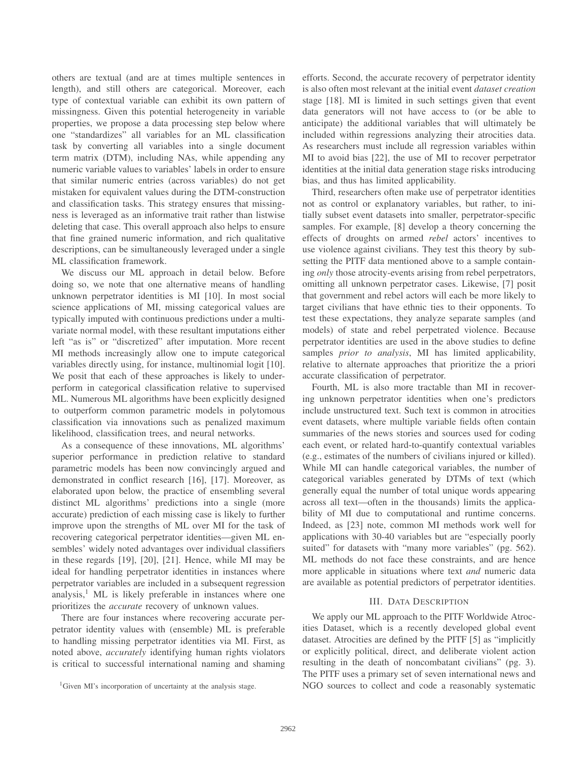others are textual (and are at times multiple sentences in length), and still others are categorical. Moreover, each type of contextual variable can exhibit its own pattern of missingness. Given this potential heterogeneity in variable properties, we propose a data processing step below where one "standardizes" all variables for an ML classification task by converting all variables into a single document term matrix (DTM), including NAs, while appending any numeric variable values to variables' labels in order to ensure that similar numeric entries (across variables) do not get mistaken for equivalent values during the DTM-construction and classification tasks. This strategy ensures that missingness is leveraged as an informative trait rather than listwise deleting that case. This overall approach also helps to ensure that fine grained numeric information, and rich qualitative descriptions, can be simultaneously leveraged under a single ML classification framework.

We discuss our ML approach in detail below. Before doing so, we note that one alternative means of handling unknown perpetrator identities is MI [10]. In most social science applications of MI, missing categorical values are typically imputed with continuous predictions under a multivariate normal model, with these resultant imputations either left "as is" or "discretized" after imputation. More recent MI methods increasingly allow one to impute categorical variables directly using, for instance, multinomial logit [10]. We posit that each of these approaches is likely to underperform in categorical classification relative to supervised ML. Numerous ML algorithms have been explicitly designed to outperform common parametric models in polytomous classification via innovations such as penalized maximum likelihood, classification trees, and neural networks.

As a consequence of these innovations, ML algorithms' superior performance in prediction relative to standard parametric models has been now convincingly argued and demonstrated in conflict research [16], [17]. Moreover, as elaborated upon below, the practice of ensembling several distinct ML algorithms' predictions into a single (more accurate) prediction of each missing case is likely to further improve upon the strengths of ML over MI for the task of recovering categorical perpetrator identities—given ML ensembles' widely noted advantages over individual classifiers in these regards [19], [20], [21]. Hence, while MI may be ideal for handling perpetrator identities in instances where perpetrator variables are included in a subsequent regression analysis,[1] ML is likely preferable in instances where one prioritizes the *accurate* recovery of unknown values.

There are four instances where recovering accurate perpetrator identity values with (ensemble) ML is preferable to handling missing perpetrator identities via MI. First, as noted above, *accurately* identifying human rights violators is critical to successful international naming and shaming efforts. Second, the accurate recovery of perpetrator identity is also often most relevant at the initial event *dataset creation* stage [18]. MI is limited in such settings given that event data generators will not have access to (or be able to anticipate) the additional variables that will ultimately be included within regressions analyzing their atrocities data. As researchers must include all regression variables within MI to avoid bias [22], the use of MI to recover perpetrator identities at the initial data generation stage risks introducing bias, and thus has limited applicability.

Third, researchers often make use of perpetrator identities not as control or explanatory variables, but rather, to initially subset event datasets into smaller, perpetrator-specific samples. For example, [8] develop a theory concerning the effects of droughts on armed *rebel* actors' incentives to use violence against civilians. They test this theory by subsetting the PITF data mentioned above to a sample containing *only* those atrocity-events arising from rebel perpetrators, omitting all unknown perpetrator cases. Likewise, [7] posit that government and rebel actors will each be more likely to target civilians that have ethnic ties to their opponents. To test these expectations, they analyze separate samples (and models) of state and rebel perpetrated violence. Because perpetrator identities are used in the above studies to define samples *prior to analysis*, MI has limited applicability, relative to alternate approaches that prioritize the a priori accurate classification of perpetrator.

Fourth, ML is also more tractable than MI in recovering unknown perpetrator identities when one's predictors include unstructured text. Such text is common in atrocities event datasets, where multiple variable fields often contain summaries of the news stories and sources used for coding each event, or related hard-to-quantify contextual variables (e.g., estimates of the numbers of civilians injured or killed). While MI can handle categorical variables, the number of categorical variables generated by DTMs of text (which generally equal the number of total unique words appearing across all text—often in the thousands) limits the applicability of MI due to computational and runtime concerns. Indeed, as [23] note, common MI methods work well for applications with 30-40 variables but are "especially poorly suited" for datasets with "many more variables" (pg. 562). ML methods do not face these constraints, and are hence more applicable in situations where text *and* numeric data are available as potential predictors of perpetrator identities.

## III. Data Description

We apply our ML approach to the PITF Worldwide Atrocities Dataset, which is a recently developed global event dataset. Atrocities are defined by the PITF [5] as "implicitly or explicitly political, direct, and deliberate violent action resulting in the death of noncombatant civilians" (pg. 3). The PITF uses a primary set of seven international news and NGO sources to collect and code a reasonably systematic

[1] Given MI's incorporation of uncertainty at the analysis stage.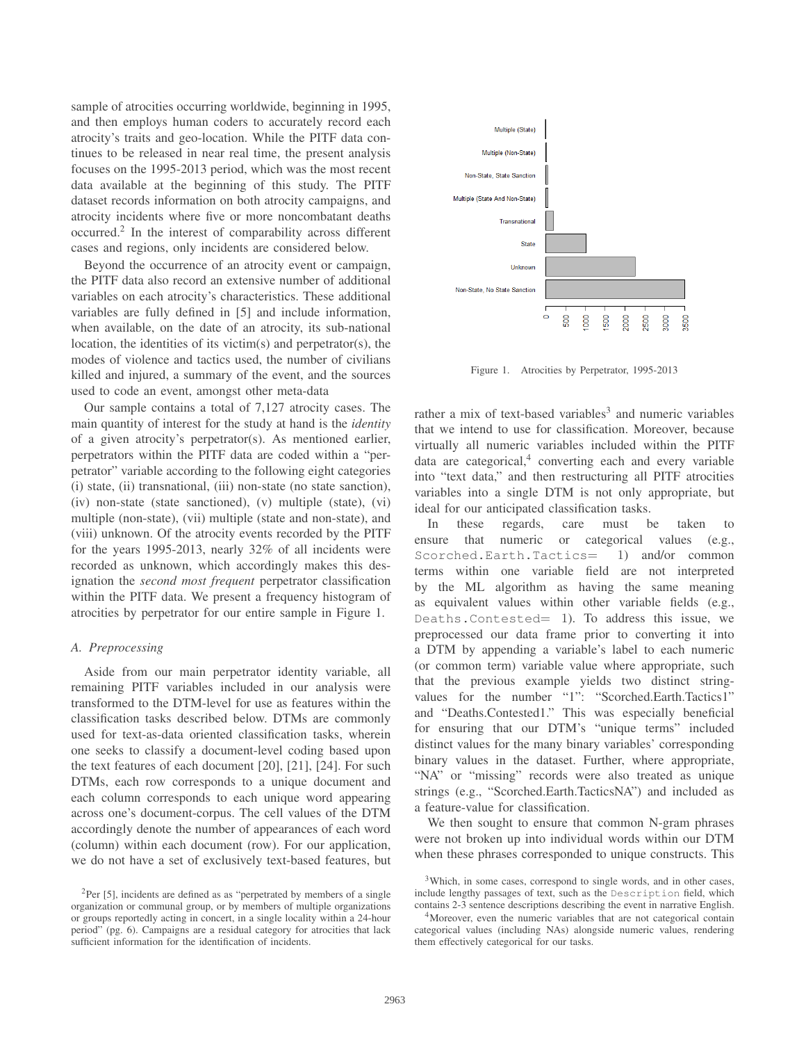sample of atrocities occurring worldwide, beginning in 1995, and then employs human coders to accurately record each atrocity's traits and geo-location. While the PITF data continues to be released in near real time, the present analysis focuses on the 1995-2013 period, which was the most recent data available at the beginning of this study. The PITF dataset records information on both atrocity campaigns, and atrocity incidents where five or more noncombatant deaths occurred.[2] In the interest of comparability across different cases and regions, only incidents are considered below.

Beyond the occurrence of an atrocity event or campaign, the PITF data also record an extensive number of additional variables on each atrocity's characteristics. These additional variables are fully defined in [5] and include information, when available, on the date of an atrocity, its sub-national location, the identities of its victim(s) and perpetrator(s), the modes of violence and tactics used, the number of civilians killed and injured, a summary of the event, and the sources used to code an event, amongst other meta-data

Our sample contains a total of 7,127 atrocity cases. The main quantity of interest for the study at hand is the *identity* of a given atrocity's perpetrator(s). As mentioned earlier, perpetrators within the PITF data are coded within a "perpetrator" variable according to the following eight categories (i) state, (ii) transnational, (iii) non-state (no state sanction), (iv) non-state (state sanctioned), (v) multiple (state), (vi) multiple (non-state), (vii) multiple (state and non-state), and (viii) unknown. Of the atrocity events recorded by the PITF for the years 1995-2013, nearly 32% of all incidents were recorded as unknown, which accordingly makes this designation the *second most frequent* perpetrator classification within the PITF data. We present a frequency histogram of atrocities by perpetrator for our entire sample in Figure 1.

Figure 1. Atrocities by Perpetrator, 1995-2013

### A. Preprocessing

Aside from our main perpetrator identity variable, all remaining PITF variables included in our analysis were transformed to the DTM-level for use as features within the classification tasks described below. DTMs are commonly used for text-as-data oriented classification tasks, wherein one seeks to classify a document-level coding based upon the text features of each document [20], [21], [24]. For such DTMs, each row corresponds to a unique document and each column corresponds to each unique word appearing across one's document-corpus. The cell values of the DTM accordingly denote the number of appearances of each word (column) within each document (row). For our application, we do not have a set of exclusively text-based features, but rather a mix of text-based variables[3] and numeric variables that we intend to use for classification. Moreover, because virtually all numeric variables included within the PITF data are categorical,[4] converting each and every variable into "text data," and then restructuring all PITF atrocities variables into a single DTM is not only appropriate, but ideal for our anticipated classification tasks.

In these regards, care must be taken to ensure that numeric or categorical values (e.g., `Scorched.Earth.Tactics=` 1) and/or common terms within one variable field are not interpreted by the ML algorithm as having the same meaning as equivalent values within other variable fields (e.g., `Deaths.Contested=` 1). To address this issue, we preprocessed our data frame prior to converting it into a DTM by appending a variable's label to each numeric (or common term) variable value where appropriate, such that the previous example yields two distinct string-values for the number "1": "Scorched.Earth.Tactics1" and "Deaths.Contested1." This was especially beneficial for ensuring that our DTM's "unique terms" included distinct values for the many binary variables' corresponding binary values in the dataset. Further, where appropriate, "NA" or "missing" records were also treated as unique strings (e.g., "Scorched.Earth.TacticsNA") and included as a feature-value for classification.

We then sought to ensure that common N-gram phrases were not broken up into individual words within our DTM when these phrases corresponded to unique constructs. This

[2] Per [5], incidents are defined as as "perpetrated by members of a single organization or communal group, or by members of multiple organizations or groups reportedly acting in concert, in a single locality within a 24-hour period" (pg. 6). Campaigns are a residual category for atrocities that lack sufficient information for the identification of incidents.

[3] Which, in some cases, correspond to single words, and in other cases, include lengthy passages of text, such as the `Description` field, which contains 2-3 sentence descriptions describing the event in narrative English.

[4] Moreover, even the numeric variables that are not categorical contain categorical values (including NAs) alongside numeric values, rendering them effectively categorical for our tasks.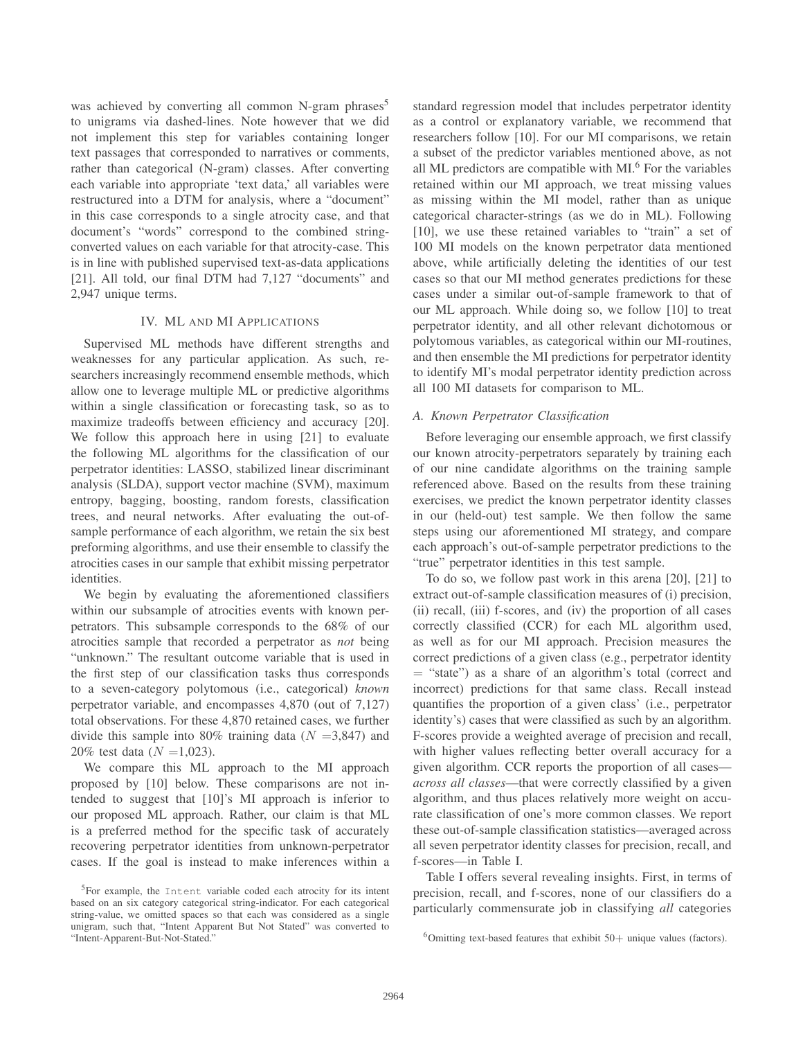was achieved by converting all common N-gram phrases[5] to unigrams via dashed-lines. Note however that we did not implement this step for variables containing longer text passages that corresponded to narratives or comments, rather than categorical (N-gram) classes. After converting each variable into appropriate 'text data,' all variables were restructured into a DTM for analysis, where a "document" in this case corresponds to a single atrocity case, and that document's "words" correspond to the combined string-converted values on each variable for that atrocity-case. This is in line with published supervised text-as-data applications [21]. All told, our final DTM had 7,127 "documents" and 2,947 unique terms.

## IV. ML and MI Applications

Supervised ML methods have different strengths and weaknesses for any particular application. As such, researchers increasingly recommend ensemble methods, which allow one to leverage multiple ML or predictive algorithms within a single classification or forecasting task, so as to maximize tradeoffs between efficiency and accuracy [20]. We follow this approach here in using [21] to evaluate the following ML algorithms for the classification of our perpetrator identities: LASSO, stabilized linear discriminant analysis (SLDA), support vector machine (SVM), maximum entropy, bagging, boosting, random forests, classification trees, and neural networks. After evaluating the out-of-sample performance of each algorithm, we retain the six best preforming algorithms, and use their ensemble to classify the atrocities cases in our sample that exhibit missing perpetrator identities.

We begin by evaluating the aforementioned classifiers within our subsample of atrocities events with known perpetrators. This subsample corresponds to the 68% of our atrocities sample that recorded a perpetrator as *not* being "unknown." The resultant outcome variable that is used in the first step of our classification tasks thus corresponds to a seven-category polytomous (i.e., categorical) *known* perpetrator variable, and encompasses 4,870 (out of 7,127) total observations. For these 4,870 retained cases, we further divide this sample into 80% training data ($N = 3{,}847$) and 20% test data ($N = 1{,}023$).

We compare this ML approach to the MI approach proposed by [10] below. These comparisons are not intended to suggest that [10]'s MI approach is inferior to our proposed ML approach. Rather, our claim is that ML is a preferred method for the specific task of accurately recovering perpetrator identities from unknown-perpetrator cases. If the goal is instead to make inferences within a standard regression model that includes perpetrator identity as a control or explanatory variable, we recommend that researchers follow [10]. For our MI comparisons, we retain a subset of the predictor variables mentioned above, as not all ML predictors are compatible with MI.[6] For the variables retained within our MI approach, we treat missing values as missing within the MI model, rather than as unique categorical character-strings (as we do in ML). Following [10], we use these retained variables to "train" a set of 100 MI models on the known perpetrator data mentioned above, while artificially deleting the identities of our test cases so that our MI method generates predictions for these cases under a similar out-of-sample framework to that of our ML approach. While doing so, we follow [10] to treat perpetrator identity, and all other relevant dichotomous or polytomous variables, as categorical within our MI-routines, and then ensemble the MI predictions for perpetrator identity to identify MI's modal perpetrator identity prediction across all 100 MI datasets for comparison to ML.

### A. Known Perpetrator Classification

Before leveraging our ensemble approach, we first classify our known atrocity-perpetrators separately by training each of our nine candidate algorithms on the training sample referenced above. Based on the results from these training exercises, we predict the known perpetrator identity classes in our (held-out) test sample. We then follow the same steps using our aforementioned MI strategy, and compare each approach's out-of-sample perpetrator predictions to the "true" perpetrator identities in this test sample.

To do so, we follow past work in this arena [20], [21] to extract out-of-sample classification measures of (i) precision, (ii) recall, (iii) f-scores, and (iv) the proportion of all cases correctly classified (CCR) for each ML algorithm used, as well as for our MI approach. Precision measures the correct predictions of a given class (e.g., perpetrator identity = "state") as a share of an algorithm's total (correct and incorrect) predictions for that same class. Recall instead quantifies the proportion of a given class' (i.e., perpetrator identity's) cases that were classified as such by an algorithm. F-scores provide a weighted average of precision and recall, with higher values reflecting better overall accuracy for a given algorithm. CCR reports the proportion of all cases—*across all classes*—that were correctly classified by a given algorithm, and thus places relatively more weight on accurate classification of one's more common classes. We report these out-of-sample classification statistics—averaged across all seven perpetrator identity classes for precision, recall, and f-scores—in Table I.

Table I offers several revealing insights. First, in terms of precision, recall, and f-scores, none of our classifiers do a particularly commensurate job in classifying *all* categories

[5] For example, the Intent variable coded each atrocity for its intent based on an six category categorical string-indicator. For each categorical string-value, we omitted spaces so that each was considered as a single unigram, such that, "Intent Apparent But Not Stated" was converted to "Intent-Apparent-But-Not-Stated."

[6] Omitting text-based features that exhibit 50+ unique values (factors).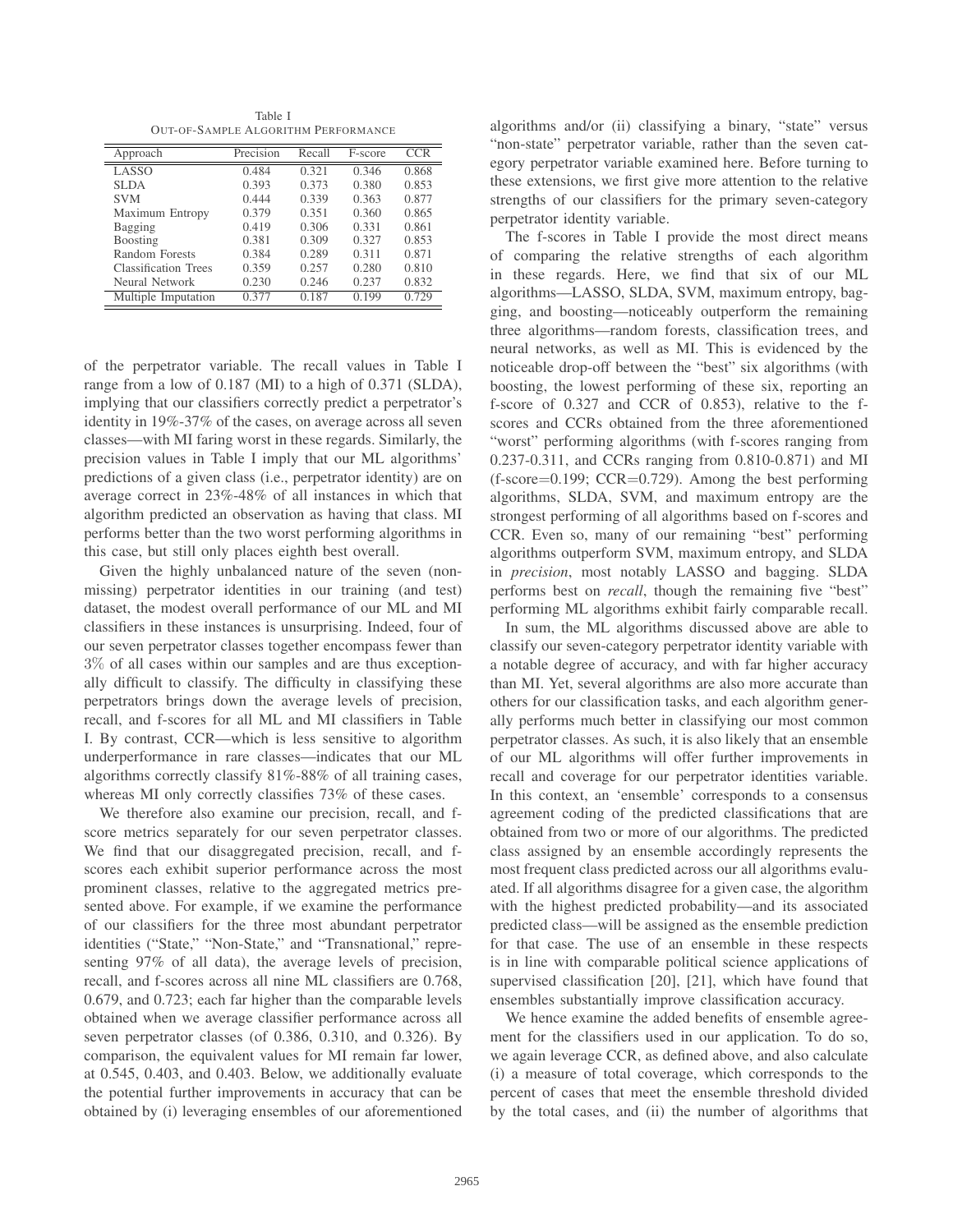Table I
OUT-OF-SAMPLE ALGORITHM PERFORMANCE

| Approach | Precision | Recall | F-score | CCR |
|---|---|---|---|---|
| LASSO | 0.484 | 0.321 | 0.346 | 0.868 |
| SLDA | 0.393 | 0.373 | 0.380 | 0.853 |
| SVM | 0.444 | 0.339 | 0.363 | 0.877 |
| Maximum Entropy | 0.379 | 0.351 | 0.360 | 0.865 |
| Bagging | 0.419 | 0.306 | 0.331 | 0.861 |
| Boosting | 0.381 | 0.309 | 0.327 | 0.853 |
| Random Forests | 0.384 | 0.289 | 0.311 | 0.871 |
| Classification Trees | 0.359 | 0.257 | 0.280 | 0.810 |
| Neural Network | 0.230 | 0.246 | 0.237 | 0.832 |
| Multiple Imputation | 0.377 | 0.187 | 0.199 | 0.729 |

of the perpetrator variable. The recall values in Table I range from a low of 0.187 (MI) to a high of 0.371 (SLDA), implying that our classifiers correctly predict a perpetrator's identity in 19%-37% of the cases, on average across all seven classes—with MI faring worst in these regards. Similarly, the precision values in Table I imply that our ML algorithms' predictions of a given class (i.e., perpetrator identity) are on average correct in 23%-48% of all instances in which that algorithm predicted an observation as having that class. MI performs better than the two worst performing algorithms in this case, but still only places eighth best overall.

Given the highly unbalanced nature of the seven (non-missing) perpetrator identities in our training (and test) dataset, the modest overall performance of our ML and MI classifiers in these instances is unsurprising. Indeed, four of our seven perpetrator classes together encompass fewer than 3% of all cases within our samples and are thus exceptionally difficult to classify. The difficulty in classifying these perpetrators brings down the average levels of precision, recall, and f-scores for all ML and MI classifiers in Table I. By contrast, CCR—which is less sensitive to algorithm underperformance in rare classes—indicates that our ML algorithms correctly classify 81%-88% of all training cases, whereas MI only correctly classifies 73% of these cases.

We therefore also examine our precision, recall, and f-score metrics separately for our seven perpetrator classes. We find that our disaggregated precision, recall, and f-scores each exhibit superior performance across the most prominent classes, relative to the aggregated metrics presented above. For example, if we examine the performance of our classifiers for the three most abundant perpetrator identities ("State," "Non-State," and "Transnational," representing 97% of all data), the average levels of precision, recall, and f-scores across all nine ML classifiers are 0.768, 0.679, and 0.723; each far higher than the comparable levels obtained when we average classifier performance across all seven perpetrator classes (of 0.386, 0.310, and 0.326). By comparison, the equivalent values for MI remain far lower, at 0.545, 0.403, and 0.403. Below, we additionally evaluate the potential further improvements in accuracy that can be obtained by (i) leveraging ensembles of our aforementioned algorithms and/or (ii) classifying a binary, "state" versus "non-state" perpetrator variable, rather than the seven category perpetrator variable examined here. Before turning to these extensions, we first give more attention to the relative strengths of our classifiers for the primary seven-category perpetrator identity variable.

The f-scores in Table I provide the most direct means of comparing the relative strengths of each algorithm in these regards. Here, we find that six of our ML algorithms—LASSO, SLDA, SVM, maximum entropy, bagging, and boosting—noticeably outperform the remaining three algorithms—random forests, classification trees, and neural networks, as well as MI. This is evidenced by the noticeable drop-off between the "best" six algorithms (with boosting, the lowest performing of these six, reporting an f-score of 0.327 and CCR of 0.853), relative to the f-scores and CCRs obtained from the three aforementioned "worst" performing algorithms (with f-scores ranging from 0.237-0.311, and CCRs ranging from 0.810-0.871) and MI (f-score=0.199; CCR=0.729). Among the best performing algorithms, SLDA, SVM, and maximum entropy are the strongest performing of all algorithms based on f-scores and CCR. Even so, many of our remaining "best" performing algorithms outperform SVM, maximum entropy, and SLDA in *precision*, most notably LASSO and bagging. SLDA performs best on *recall*, though the remaining five "best" performing ML algorithms exhibit fairly comparable recall.

In sum, the ML algorithms discussed above are able to classify our seven-category perpetrator identity variable with a notable degree of accuracy, and with far higher accuracy than MI. Yet, several algorithms are also more accurate than others for our classification tasks, and each algorithm generally performs much better in classifying our most common perpetrator classes. As such, it is also likely that an ensemble of our ML algorithms will offer further improvements in recall and coverage for our perpetrator identities variable. In this context, an 'ensemble' corresponds to a consensus agreement coding of the predicted classifications that are obtained from two or more of our algorithms. The predicted class assigned by an ensemble accordingly represents the most frequent class predicted across our all algorithms evaluated. If all algorithms disagree for a given case, the algorithm with the highest predicted probability—and its associated predicted class—will be assigned as the ensemble prediction for that case. The use of an ensemble in these respects is in line with comparable political science applications of supervised classification [20], [21], which have found that ensembles substantially improve classification accuracy.

We hence examine the added benefits of ensemble agreement for the classifiers used in our application. To do so, we again leverage CCR, as defined above, and also calculate (i) a measure of total coverage, which corresponds to the percent of cases that meet the ensemble threshold divided by the total cases, and (ii) the number of algorithms that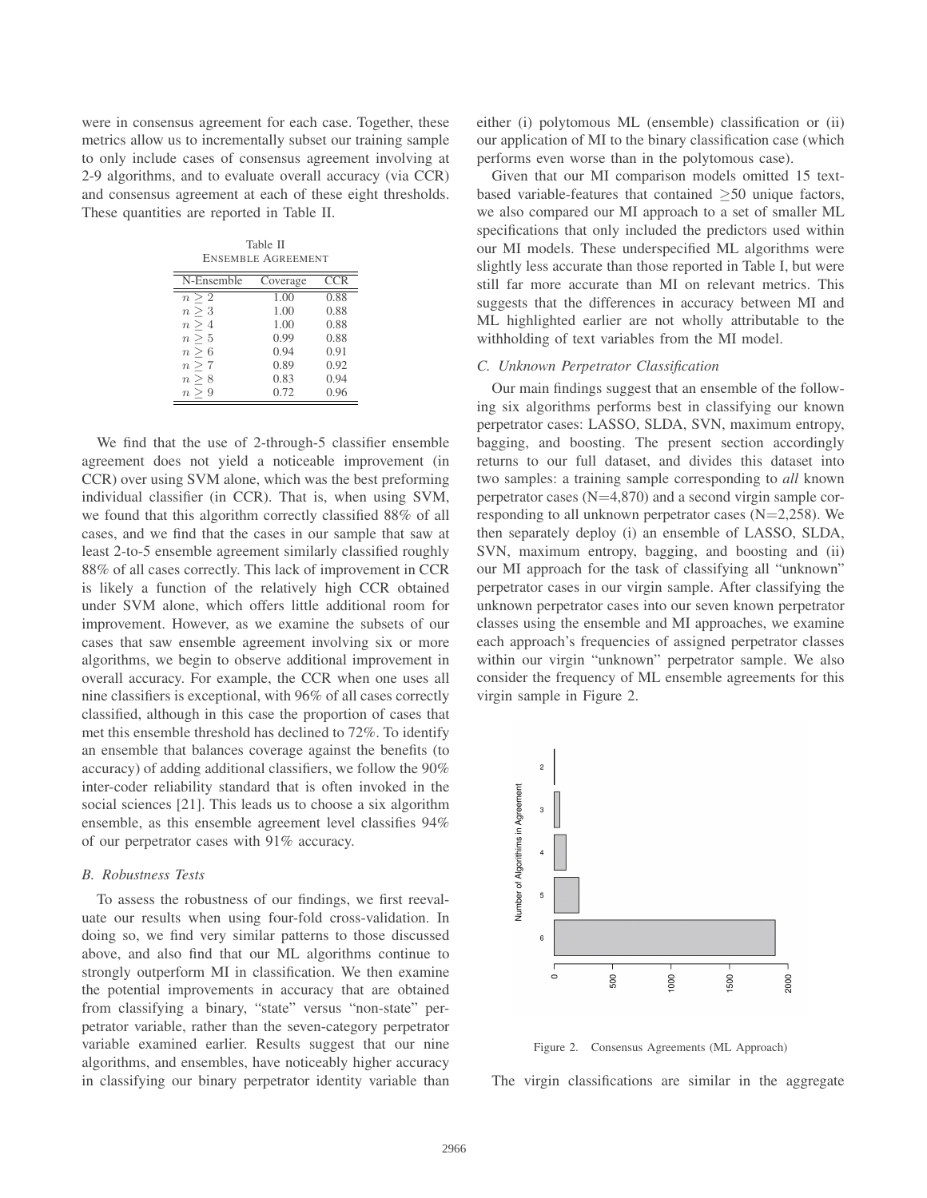were in consensus agreement for each case. Together, these metrics allow us to incrementally subset our training sample to only include cases of consensus agreement involving at 2-9 algorithms, and to evaluate overall accuracy (via CCR) and consensus agreement at each of these eight thresholds. These quantities are reported in Table II.

Table II
ENSEMBLE AGREEMENT

| N-Ensemble | Coverage | CCR |
|---|---|---|
| $n \geq 2$ | 1.00 | 0.88 |
| $n \geq 3$ | 1.00 | 0.88 |
| $n \geq 4$ | 1.00 | 0.88 |
| $n \geq 5$ | 0.99 | 0.88 |
| $n \geq 6$ | 0.94 | 0.91 |
| $n \geq 7$ | 0.89 | 0.92 |
| $n \geq 8$ | 0.83 | 0.94 |
| $n \geq 9$ | 0.72 | 0.96 |

We find that the use of 2-through-5 classifier ensemble agreement does not yield a noticeable improvement (in CCR) over using SVM alone, which was the best preforming individual classifier (in CCR). That is, when using SVM, we found that this algorithm correctly classified 88% of all cases, and we find that the cases in our sample that saw at least 2-to-5 ensemble agreement similarly classified roughly 88% of all cases correctly. This lack of improvement in CCR is likely a function of the relatively high CCR obtained under SVM alone, which offers little additional room for improvement. However, as we examine the subsets of our cases that saw ensemble agreement involving six or more algorithms, we begin to observe additional improvement in overall accuracy. For example, the CCR when one uses all nine classifiers is exceptional, with 96% of all cases correctly classified, although in this case the proportion of cases that met this ensemble threshold has declined to 72%. To identify an ensemble that balances coverage against the benefits (to accuracy) of adding additional classifiers, we follow the 90% inter-coder reliability standard that is often invoked in the social sciences [21]. This leads us to choose a six algorithm ensemble, as this ensemble agreement level classifies 94% of our perpetrator cases with 91% accuracy.

### *B. Robustness Tests*

To assess the robustness of our findings, we first reevaluate our results when using four-fold cross-validation. In doing so, we find very similar patterns to those discussed above, and also find that our ML algorithms continue to strongly outperform MI in classification. We then examine the potential improvements in accuracy that are obtained from classifying a binary, "state" versus "non-state" perpetrator variable, rather than the seven-category perpetrator variable examined earlier. Results suggest that our nine algorithms, and ensembles, have noticeably higher accuracy in classifying our binary perpetrator identity variable than either (i) polytomous ML (ensemble) classification or (ii) our application of MI to the binary classification case (which performs even worse than in the polytomous case).

Given that our MI comparison models omitted 15 text-based variable-features that contained $\geq$50 unique factors, we also compared our MI approach to a set of smaller ML specifications that only included the predictors used within our MI models. These underspecified ML algorithms were slightly less accurate than those reported in Table I, but were still far more accurate than MI on relevant metrics. This suggests that the differences in accuracy between MI and ML highlighted earlier are not wholly attributable to the withholding of text variables from the MI model.

### *C. Unknown Perpetrator Classification*

Our main findings suggest that an ensemble of the following six algorithms performs best in classifying our known perpetrator cases: LASSO, SLDA, SVN, maximum entropy, bagging, and boosting. The present section accordingly returns to our full dataset, and divides this dataset into two samples: a training sample corresponding to *all* known perpetrator cases (N=4,870) and a second virgin sample corresponding to all unknown perpetrator cases (N=2,258). We then separately deploy (i) an ensemble of LASSO, SLDA, SVN, maximum entropy, bagging, and boosting and (ii) our MI approach for the task of classifying all "unknown" perpetrator cases in our virgin sample. After classifying the unknown perpetrator cases into our seven known perpetrator classes using the ensemble and MI approaches, we examine each approach's frequencies of assigned perpetrator classes within our virgin "unknown" perpetrator sample. We also consider the frequency of ML ensemble agreements for this virgin sample in Figure 2.

Number of Algorithms in Agreement
2
3
4
5
6
0
500
1000
1500
2000

Figure 2. Consensus Agreements (ML Approach)

The virgin classifications are similar in the aggregate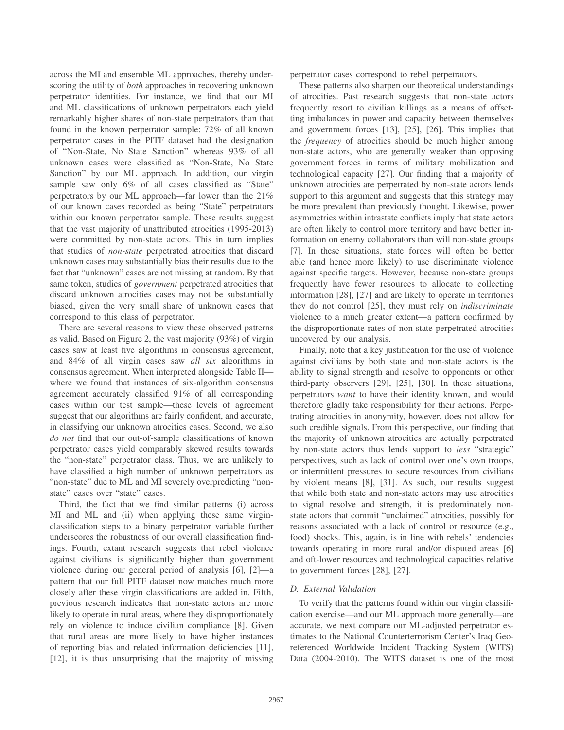across the MI and ensemble ML approaches, thereby underscoring the utility of *both* approaches in recovering unknown perpetrator identities. For instance, we find that our MI and ML classifications of unknown perpetrators each yield remarkably higher shares of non-state perpetrators than that found in the known perpetrator sample: 72% of all known perpetrator cases in the PITF dataset had the designation of "Non-State, No State Sanction" whereas 93% of all unknown cases were classified as "Non-State, No State Sanction" by our ML approach. In addition, our virgin sample saw only 6% of all cases classified as "State" perpetrators by our ML approach—far lower than the 21% of our known cases recorded as being "State" perpetrators within our known perpetrator sample. These results suggest that the vast majority of unattributed atrocities (1995-2013) were committed by non-state actors. This in turn implies that studies of *non-state* perpetrated atrocities that discard unknown cases may substantially bias their results due to the fact that "unknown" cases are not missing at random. By that same token, studies of *government* perpetrated atrocities that discard unknown atrocities cases may not be substantially biased, given the very small share of unknown cases that correspond to this class of perpetrator.

There are several reasons to view these observed patterns as valid. Based on Figure 2, the vast majority (93%) of virgin cases saw at least five algorithms in consensus agreement, and 84% of all virgin cases saw *all six* algorithms in consensus agreement. When interpreted alongside Table II—where we found that instances of six-algorithm consensus agreement accurately classified 91% of all corresponding cases within our test sample—these levels of agreement suggest that our algorithms are fairly confident, and accurate, in classifying our unknown atrocities cases. Second, we also *do not* find that our out-of-sample classifications of known perpetrator cases yield comparably skewed results towards the "non-state" perpetrator class. Thus, we are unlikely to have classified a high number of unknown perpetrators as "non-state" due to ML and MI severely overpredicting "non-state" cases over "state" cases.

Third, the fact that we find similar patterns (i) across MI and ML and (ii) when applying these same virgin-classification steps to a binary perpetrator variable further underscores the robustness of our overall classification findings. Fourth, extant research suggests that rebel violence against civilians is significantly higher than government violence during our general period of analysis [6], [2]—a pattern that our full PITF dataset now matches much more closely after these virgin classifications are added in. Fifth, previous research indicates that non-state actors are more likely to operate in rural areas, where they disproportionately rely on violence to induce civilian compliance [8]. Given that rural areas are more likely to have higher instances of reporting bias and related information deficiencies [11], [12], it is thus unsurprising that the majority of missing perpetrator cases correspond to rebel perpetrators.

These patterns also sharpen our theoretical understandings of atrocities. Past research suggests that non-state actors frequently resort to civilian killings as a means of offsetting imbalances in power and capacity between themselves and government forces [13], [25], [26]. This implies that the *frequency* of atrocities should be much higher among non-state actors, who are generally weaker than opposing government forces in terms of military mobilization and technological capacity [27]. Our finding that a majority of unknown atrocities are perpetrated by non-state actors lends support to this argument and suggests that this strategy may be more prevalent than previously thought. Likewise, power asymmetries within intrastate conflicts imply that state actors are often likely to control more territory and have better information on enemy collaborators than will non-state groups [7]. In these situations, state forces will often be better able (and hence more likely) to use discriminate violence against specific targets. However, because non-state groups frequently have fewer resources to allocate to collecting information [28], [27] and are likely to operate in territories they do not control [25], they must rely on *indiscriminate* violence to a much greater extent—a pattern confirmed by the disproportionate rates of non-state perpetrated atrocities uncovered by our analysis.

Finally, note that a key justification for the use of violence against civilians by both state and non-state actors is the ability to signal strength and resolve to opponents or other third-party observers [29], [25], [30]. In these situations, perpetrators *want* to have their identity known, and would therefore gladly take responsibility for their actions. Perpetrating atrocities in anonymity, however, does not allow for such credible signals. From this perspective, our finding that the majority of unknown atrocities are actually perpetrated by non-state actors thus lends support to *less* "strategic" perspectives, such as lack of control over one's own troops, or intermittent pressures to secure resources from civilians by violent means [8], [31]. As such, our results suggest that while both state and non-state actors may use atrocities to signal resolve and strength, it is predominately non-state actors that commit "unclaimed" atrocities, possibly for reasons associated with a lack of control or resource (e.g., food) shocks. This, again, is in line with rebels' tendencies towards operating in more rural and/or disputed areas [6] and oft-lower resources and technological capacities relative to government forces [28], [27].

### D. External Validation

To verify that the patterns found within our virgin classification exercise—and our ML approach more generally—are accurate, we next compare our ML-adjusted perpetrator estimates to the National Counterterrorism Center's Iraq Georeferenced Worldwide Incident Tracking System (WITS) Data (2004-2010). The WITS dataset is one of the most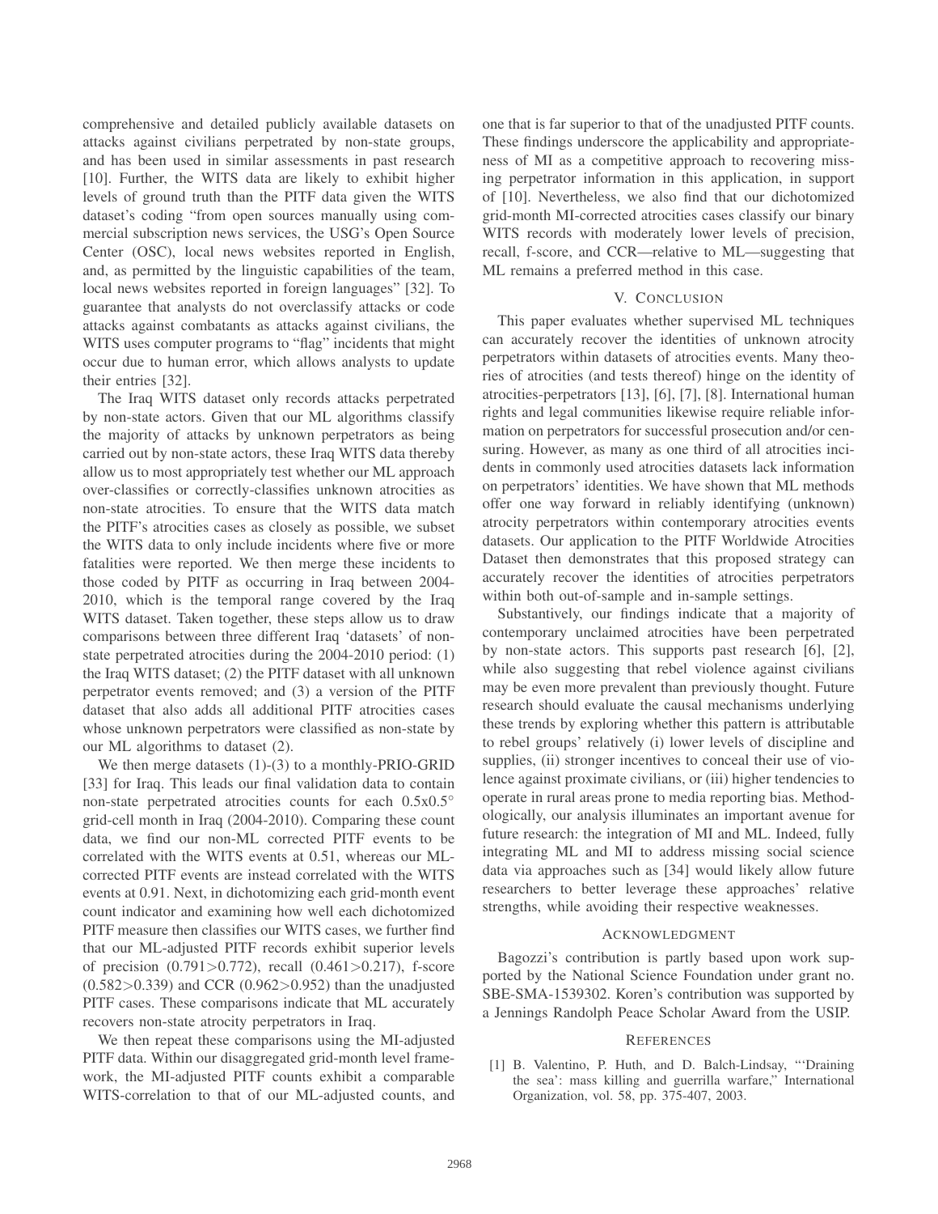comprehensive and detailed publicly available datasets on attacks against civilians perpetrated by non-state groups, and has been used in similar assessments in past research [10]. Further, the WITS data are likely to exhibit higher levels of ground truth than the PITF data given the WITS dataset's coding "from open sources manually using commercial subscription news services, the USG's Open Source Center (OSC), local news websites reported in English, and, as permitted by the linguistic capabilities of the team, local news websites reported in foreign languages" [32]. To guarantee that analysts do not overclassify attacks or code attacks against combatants as attacks against civilians, the WITS uses computer programs to "flag" incidents that might occur due to human error, which allows analysts to update their entries [32].

The Iraq WITS dataset only records attacks perpetrated by non-state actors. Given that our ML algorithms classify the majority of attacks by unknown perpetrators as being carried out by non-state actors, these Iraq WITS data thereby allow us to most appropriately test whether our ML approach over-classifies or correctly-classifies unknown atrocities as non-state atrocities. To ensure that the WITS data match the PITF's atrocities cases as closely as possible, we subset the WITS data to only include incidents where five or more fatalities were reported. We then merge these incidents to those coded by PITF as occurring in Iraq between 2004-2010, which is the temporal range covered by the Iraq WITS dataset. Taken together, these steps allow us to draw comparisons between three different Iraq 'datasets' of non-state perpetrated atrocities during the 2004-2010 period: (1) the Iraq WITS dataset; (2) the PITF dataset with all unknown perpetrator events removed; and (3) a version of the PITF dataset that also adds all additional PITF atrocities cases whose unknown perpetrators were classified as non-state by our ML algorithms to dataset (2).

We then merge datasets (1)-(3) to a monthly-PRIO-GRID [33] for Iraq. This leads our final validation data to contain non-state perpetrated atrocities counts for each $0.5\text{x}0.5°$ grid-cell month in Iraq (2004-2010). Comparing these count data, we find our non-ML corrected PITF events to be correlated with the WITS events at 0.51, whereas our ML-corrected PITF events are instead correlated with the WITS events at 0.91. Next, in dichotomizing each grid-month event count indicator and examining how well each dichotomized PITF measure then classifies our WITS cases, we further find that our ML-adjusted PITF records exhibit superior levels of precision ($0.791>0.772$), recall ($0.461>0.217$), f-score ($0.582>0.339$) and CCR ($0.962>0.952$) than the unadjusted PITF cases. These comparisons indicate that ML accurately recovers non-state atrocity perpetrators in Iraq.

We then repeat these comparisons using the MI-adjusted PITF data. Within our disaggregated grid-month level framework, the MI-adjusted PITF counts exhibit a comparable WITS-correlation to that of our ML-adjusted counts, and one that is far superior to that of the unadjusted PITF counts. These findings underscore the applicability and appropriateness of MI as a competitive approach to recovering missing perpetrator information in this application, in support of [10]. Nevertheless, we also find that our dichotomized grid-month MI-corrected atrocities cases classify our binary WITS records with moderately lower levels of precision, recall, f-score, and CCR—relative to ML—suggesting that ML remains a preferred method in this case.

## V. Conclusion

This paper evaluates whether supervised ML techniques can accurately recover the identities of unknown atrocity perpetrators within datasets of atrocities events. Many theories of atrocities (and tests thereof) hinge on the identity of atrocities-perpetrators [13], [6], [7], [8]. International human rights and legal communities likewise require reliable information on perpetrators for successful prosecution and/or censuring. However, as many as one third of all atrocities incidents in commonly used atrocities datasets lack information on perpetrators' identities. We have shown that ML methods offer one way forward in reliably identifying (unknown) atrocity perpetrators within contemporary atrocities events datasets. Our application to the PITF Worldwide Atrocities Dataset then demonstrates that this proposed strategy can accurately recover the identities of atrocities perpetrators within both out-of-sample and in-sample settings.

Substantively, our findings indicate that a majority of contemporary unclaimed atrocities have been perpetrated by non-state actors. This supports past research [6], [2], while also suggesting that rebel violence against civilians may be even more prevalent than previously thought. Future research should evaluate the causal mechanisms underlying these trends by exploring whether this pattern is attributable to rebel groups' relatively (i) lower levels of discipline and supplies, (ii) stronger incentives to conceal their use of violence against proximate civilians, or (iii) higher tendencies to operate in rural areas prone to media reporting bias. Methodologically, our analysis illuminates an important avenue for future research: the integration of MI and ML. Indeed, fully integrating ML and MI to address missing social science data via approaches such as [34] would likely allow future researchers to better leverage these approaches' relative strengths, while avoiding their respective weaknesses.

## Acknowledgment

Bagozzi's contribution is partly based upon work supported by the National Science Foundation under grant no. SBE-SMA-1539302. Koren's contribution was supported by a Jennings Randolph Peace Scholar Award from the USIP.

## References

[1] B. Valentino, P. Huth, and D. Balch-Lindsay, "'Draining the sea': mass killing and guerrilla warfare," International Organization, vol. 58, pp. 375-407, 2003.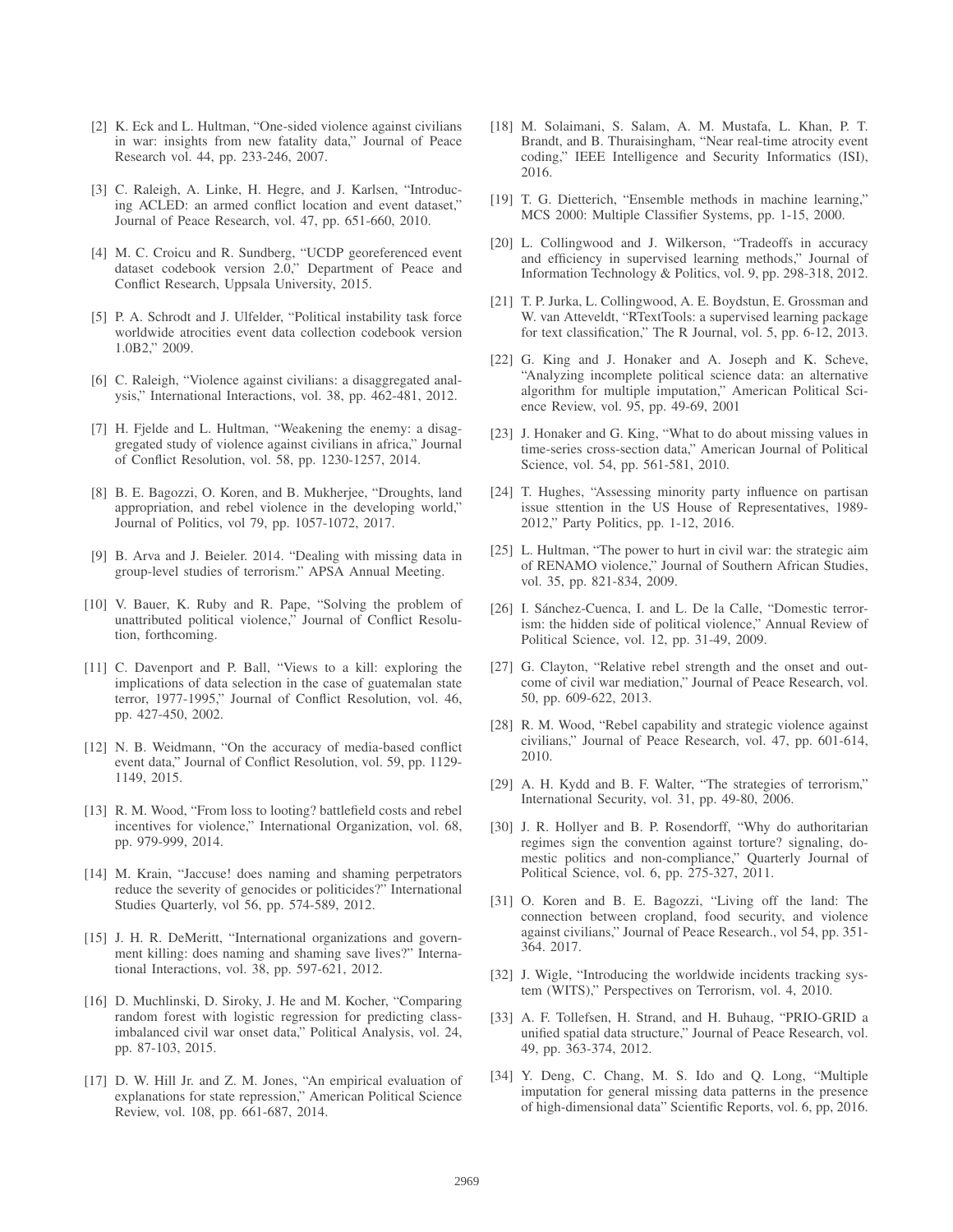[2] K. Eck and L. Hultman, "One-sided violence against civilians in war: insights from new fatality data," Journal of Peace Research vol. 44, pp. 233-246, 2007.

[3] C. Raleigh, A. Linke, H. Hegre, and J. Karlsen, "Introducing ACLED: an armed conflict location and event dataset," Journal of Peace Research, vol. 47, pp. 651-660, 2010.

[4] M. C. Croicu and R. Sundberg, "UCDP georeferenced event dataset codebook version 2.0," Department of Peace and Conflict Research, Uppsala University, 2015.

[5] P. A. Schrodt and J. Ulfelder, "Political instability task force worldwide atrocities event data collection codebook version 1.0B2," 2009.

[6] C. Raleigh, "Violence against civilians: a disaggregated analysis," International Interactions, vol. 38, pp. 462-481, 2012.

[7] H. Fjelde and L. Hultman, "Weakening the enemy: a disaggregated study of violence against civilians in africa," Journal of Conflict Resolution, vol. 58, pp. 1230-1257, 2014.

[8] B. E. Bagozzi, O. Koren, and B. Mukherjee, "Droughts, land appropriation, and rebel violence in the developing world," Journal of Politics, vol 79, pp. 1057-1072, 2017.

[9] B. Arva and J. Beieler. 2014. "Dealing with missing data in group-level studies of terrorism." APSA Annual Meeting.

[10] V. Bauer, K. Ruby and R. Pape, "Solving the problem of unattributed political violence," Journal of Conflict Resolution, forthcoming.

[11] C. Davenport and P. Ball, "Views to a kill: exploring the implications of data selection in the case of guatemalan state terror, 1977-1995," Journal of Conflict Resolution, vol. 46, pp. 427-450, 2002.

[12] N. B. Weidmann, "On the accuracy of media-based conflict event data," Journal of Conflict Resolution, vol. 59, pp. 1129-1149, 2015.

[13] R. M. Wood, "From loss to looting? battlefield costs and rebel incentives for violence," International Organization, vol. 68, pp. 979-999, 2014.

[14] M. Krain, "Jaccuse! does naming and shaming perpetrators reduce the severity of genocides or politicides?" International Studies Quarterly, vol 56, pp. 574-589, 2012.

[15] J. H. R. DeMeritt, "International organizations and government killing: does naming and shaming save lives?" International Interactions, vol. 38, pp. 597-621, 2012.

[16] D. Muchlinski, D. Siroky, J. He and M. Kocher, "Comparing random forest with logistic regression for predicting class-imbalanced civil war onset data," Political Analysis, vol. 24, pp. 87-103, 2015.

[17] D. W. Hill Jr. and Z. M. Jones, "An empirical evaluation of explanations for state repression," American Political Science Review, vol. 108, pp. 661-687, 2014.

[18] M. Solaimani, S. Salam, A. M. Mustafa, L. Khan, P. T. Brandt, and B. Thuraisingham, "Near real-time atrocity event coding," IEEE Intelligence and Security Informatics (ISI), 2016.

[19] T. G. Dietterich, "Ensemble methods in machine learning," MCS 2000: Multiple Classifier Systems, pp. 1-15, 2000.

[20] L. Collingwood and J. Wilkerson, "Tradeoffs in accuracy and efficiency in supervised learning methods," Journal of Information Technology & Politics, vol. 9, pp. 298-318, 2012.

[21] T. P. Jurka, L. Collingwood, A. E. Boydstun, E. Grossman and W. van Atteveldt, "RTextTools: a supervised learning package for text classification," The R Journal, vol. 5, pp. 6-12, 2013.

[22] G. King and J. Honaker and A. Joseph and K. Scheve, "Analyzing incomplete political science data: an alternative algorithm for multiple imputation," American Political Science Review, vol. 95, pp. 49-69, 2001

[23] J. Honaker and G. King, "What to do about missing values in time-series cross-section data," American Journal of Political Science, vol. 54, pp. 561-581, 2010.

[24] T. Hughes, "Assessing minority party influence on partisan issue sttention in the US House of Representatives, 1989-2012," Party Politics, pp. 1-12, 2016.

[25] L. Hultman, "The power to hurt in civil war: the strategic aim of RENAMO violence," Journal of Southern African Studies, vol. 35, pp. 821-834, 2009.

[26] I. Sánchez-Cuenca, I. and L. De la Calle, "Domestic terrorism: the hidden side of political violence," Annual Review of Political Science, vol. 12, pp. 31-49, 2009.

[27] G. Clayton, "Relative rebel strength and the onset and outcome of civil war mediation," Journal of Peace Research, vol. 50, pp. 609-622, 2013.

[28] R. M. Wood, "Rebel capability and strategic violence against civilians," Journal of Peace Research, vol. 47, pp. 601-614, 2010.

[29] A. H. Kydd and B. F. Walter, "The strategies of terrorism," International Security, vol. 31, pp. 49-80, 2006.

[30] J. R. Hollyer and B. P. Rosendorff, "Why do authoritarian regimes sign the convention against torture? signaling, domestic politics and non-compliance," Quarterly Journal of Political Science, vol. 6, pp. 275-327, 2011.

[31] O. Koren and B. E. Bagozzi, "Living off the land: The connection between cropland, food security, and violence against civilians," Journal of Peace Research., vol 54, pp. 351-364. 2017.

[32] J. Wigle, "Introducing the worldwide incidents tracking system (WITS)," Perspectives on Terrorism, vol. 4, 2010.

[33] A. F. Tollefsen, H. Strand, and H. Buhaug, "PRIO-GRID a unified spatial data structure," Journal of Peace Research, vol. 49, pp. 363-374, 2012.

[34] Y. Deng, C. Chang, M. S. Ido and Q. Long, "Multiple imputation for general missing data patterns in the presence of high-dimensional data" Scientific Reports, vol. 6, pp, 2016.